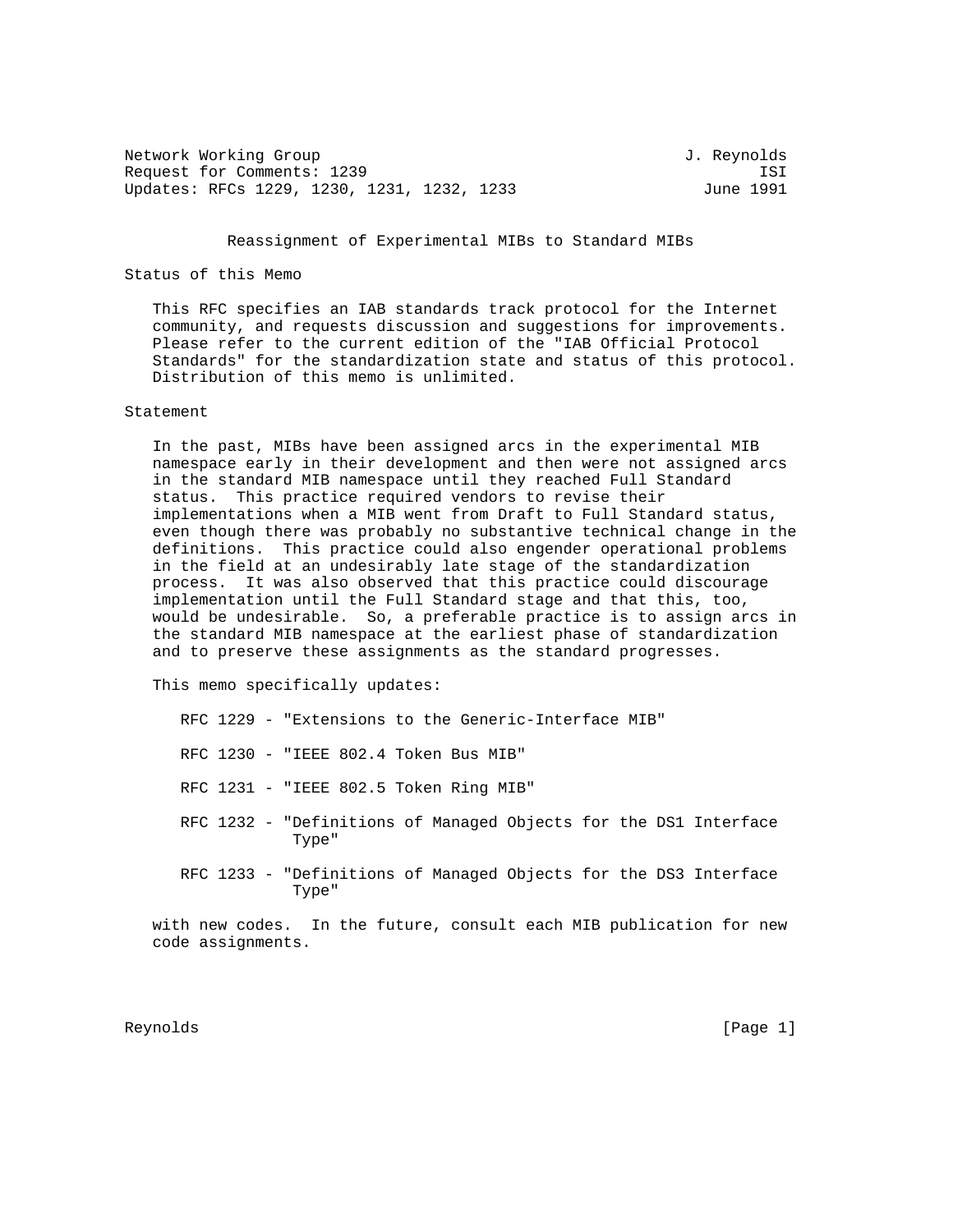Network Working Group J. Reynolds
Request for Comments: 1239 ISI
Updates: RFCs 1229, 1230, 1231, 1232, 1233 June 1991

# Reassignment of Experimental MIBs to Standard MIBs

## Status of this Memo

This RFC specifies an IAB standards track protocol for the Internet community, and requests discussion and suggestions for improvements. Please refer to the current edition of the "IAB Official Protocol Standards" for the standardization state and status of this protocol. Distribution of this memo is unlimited.

## Statement

In the past, MIBs have been assigned arcs in the experimental MIB namespace early in their development and then were not assigned arcs in the standard MIB namespace until they reached Full Standard status. This practice required vendors to revise their implementations when a MIB went from Draft to Full Standard status, even though there was probably no substantive technical change in the definitions. This practice could also engender operational problems in the field at an undesirably late stage of the standardization process. It was also observed that this practice could discourage implementation until the Full Standard stage and that this, too, would be undesirable. So, a preferable practice is to assign arcs in the standard MIB namespace at the earliest phase of standardization and to preserve these assignments as the standard progresses.

This memo specifically updates:

- RFC 1229 - "Extensions to the Generic-Interface MIB"
- RFC 1230 - "IEEE 802.4 Token Bus MIB"
- RFC 1231 - "IEEE 802.5 Token Ring MIB"
- RFC 1232 - "Definitions of Managed Objects for the DS1 Interface Type"
- RFC 1233 - "Definitions of Managed Objects for the DS3 Interface Type"

with new codes. In the future, consult each MIB publication for new code assignments.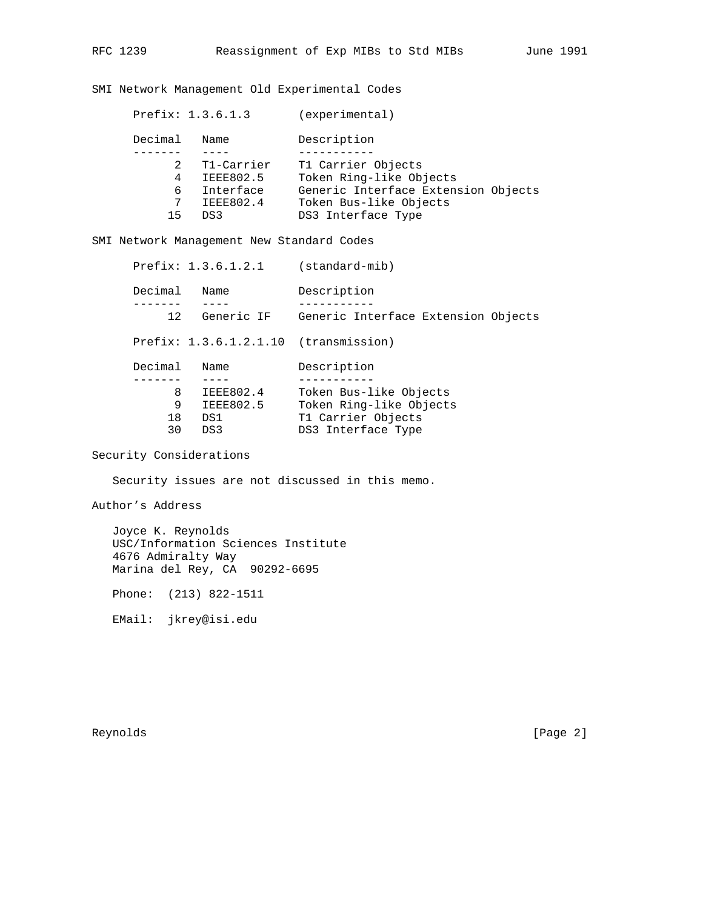## SMI Network Management Old Experimental Codes

Prefix: 1.3.6.1.3 (experimental)

| Decimal | Name | Description |
| --- | --- | --- |
| 2 | T1-Carrier | T1 Carrier Objects |
| 4 | IEEE802.5 | Token Ring-like Objects |
| 6 | Interface | Generic Interface Extension Objects |
| 7 | IEEE802.4 | Token Bus-like Objects |
| 15 | DS3 | DS3 Interface Type |

## SMI Network Management New Standard Codes

Prefix: 1.3.6.1.2.1 (standard-mib)

| Decimal | Name | Description |
| --- | --- | --- |
| 12 | Generic IF | Generic Interface Extension Objects |

Prefix: 1.3.6.1.2.1.10 (transmission)

| Decimal | Name | Description |
| --- | --- | --- |
| 8 | IEEE802.4 | Token Bus-like Objects |
| 9 | IEEE802.5 | Token Ring-like Objects |
| 18 | DS1 | T1 Carrier Objects |
| 30 | DS3 | DS3 Interface Type |

## Security Considerations

Security issues are not discussed in this memo.

## Author's Address

Joyce K. Reynolds
USC/Information Sciences Institute
4676 Admiralty Way
Marina del Rey, CA 90292-6695

Phone: (213) 822-1511

EMail: jkrey@isi.edu